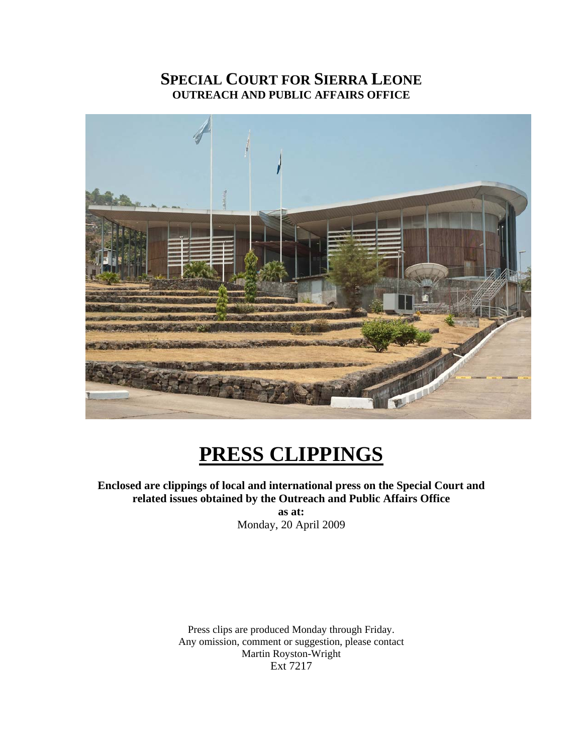# SPECIAL COURT FOR SIERRA LEONE

## OUTREACH AND PUBLIC AFFAIRS OFFICE

# PRESS CLIPPINGS

**Enclosed are clippings of local and international press on the Special Court and related issues obtained by the Outreach and Public Affairs Office**

**as at:**

Monday, 20 April 2009

Press clips are produced Monday through Friday.
Any omission, comment or suggestion, please contact
Martin Royston-Wright
Ext 7217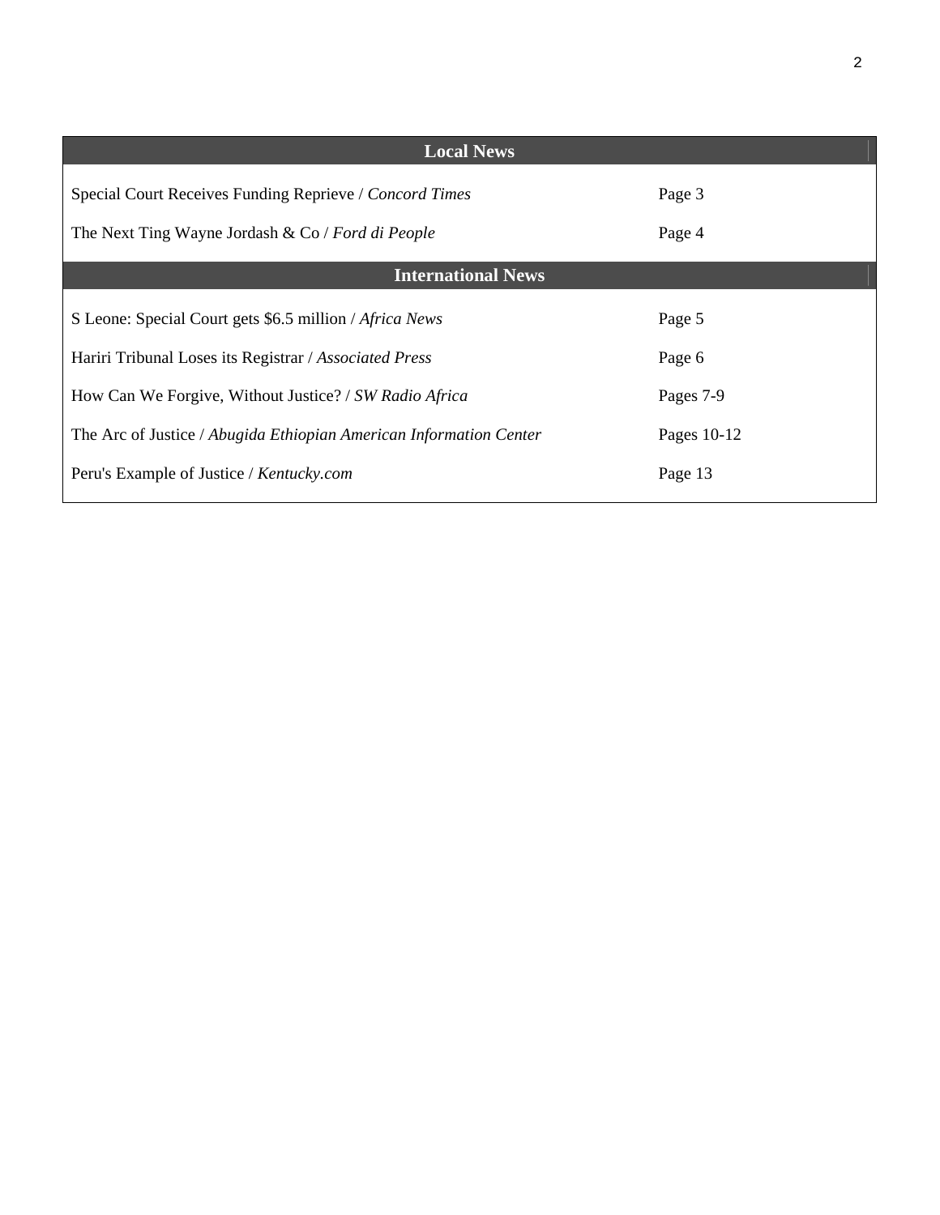| Local News | |
|---|---|
| Special Court Receives Funding Reprieve / *Concord Times* | Page 3 |
| The Next Ting Wayne Jordash & Co / *Ford di People* | Page 4 |
| **International News** | |
| S Leone: Special Court gets $6.5 million / *Africa News* | Page 5 |
| Hariri Tribunal Loses its Registrar / *Associated Press* | Page 6 |
| How Can We Forgive, Without Justice? / *SW Radio Africa* | Pages 7-9 |
| The Arc of Justice / *Abugida Ethiopian American Information Center* | Pages 10-12 |
| Peru's Example of Justice / *Kentucky.com* | Page 13 |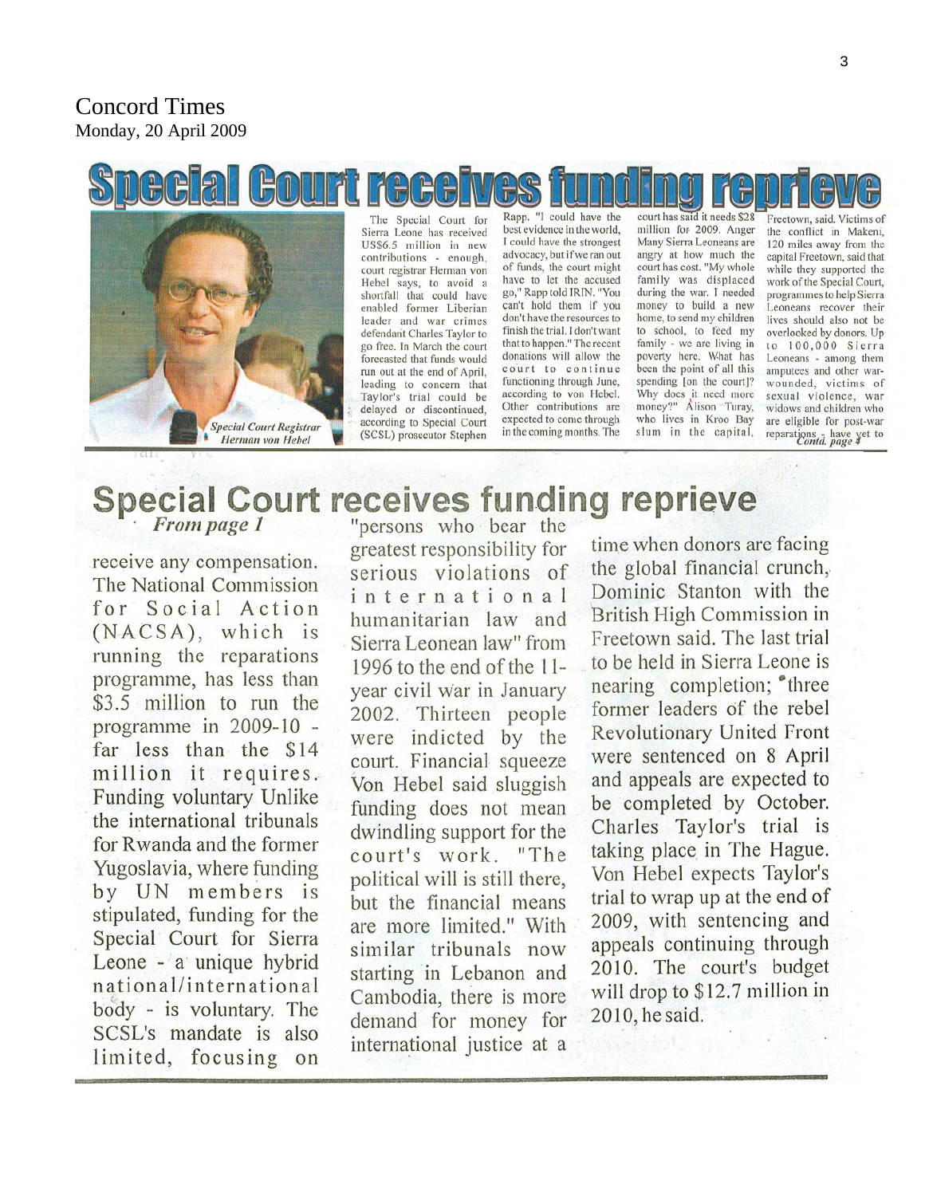Concord Times
Monday, 20 April 2009

# Special Court receives funding reprieve

*Special Court Registrar Herman von Hebel*

The Special Court for Sierra Leone has received US$6.5 million in new contributions - enough, court registrar Herman von Hebel says, to avoid a shortfall that could have enabled former Liberian leader and war crimes defendant Charles Taylor to go free. In March the court forecasted that funds would run out at the end of April, leading to concern that Taylor's trial could be delayed or discontinued, according to Special Court (SCSL) prosecutor Stephen Rapp. "I could have the best evidence in the world, I could have the strongest advocacy, but if we ran out of funds, the court might have to let the accused go," Rapp told IRIN. "You can't hold them if you don't have the resources to finish the trial. I don't want that to happen." The recent donations will allow the court to continue functioning through June, according to von Hebel. Other contributions are expected to come through in the coming months. The court has said it needs $28 million for 2009. Anger Many Sierra Leoneans are angry at how much the court has cost. "My whole family was displaced during the war. I needed money to build a new home, to send my children to school, to feed my family - we are living in poverty here. What has been the point of all this spending [on the court]? Why does it need more money?" Alison Turay, who lives in Kroo Bay slum in the capital, Freetown, said. Victims of the conflict in Makeni, 120 miles away from the capital Freetown, said that while they supported the work of the Special Court, programmes to help Sierra Leoneans recover their lives should also not be overlooked by donors. Up to 100,000 Sierra Leoneans - among them amputees and other war-wounded, victims of sexual violence, war widows and children who are eligible for post-war reparations - have yet to

*Contd. page 4*

## Special Court receives funding reprieve

*From page 1*

receive any compensation. The National Commission for Social Action (NACSA), which is running the reparations programme, has less than $3.5 million to run the programme in 2009-10 - far less than the $14 million it requires. Funding voluntary Unlike the international tribunals for Rwanda and the former Yugoslavia, where funding by UN members is stipulated, funding for the Special Court for Sierra Leone - a unique hybrid national/international body - is voluntary. The SCSL's mandate is also limited, focusing on "persons who bear the greatest responsibility for serious violations of international humanitarian law and Sierra Leonean law" from 1996 to the end of the 11-year civil war in January 2002. Thirteen people were indicted by the court. Financial squeeze Von Hebel said sluggish funding does not mean dwindling support for the court's work. "The political will is still there, but the financial means are more limited." With similar tribunals now starting in Lebanon and Cambodia, there is more demand for money for international justice at a time when donors are facing the global financial crunch, Dominic Stanton with the British High Commission in Freetown said. The last trial to be held in Sierra Leone is nearing completion; three former leaders of the rebel Revolutionary United Front were sentenced on 8 April and appeals are expected to be completed by October. Charles Taylor's trial is taking place in The Hague. Von Hebel expects Taylor's trial to wrap up at the end of 2009, with sentencing and appeals continuing through 2010. The court's budget will drop to $12.7 million in 2010, he said.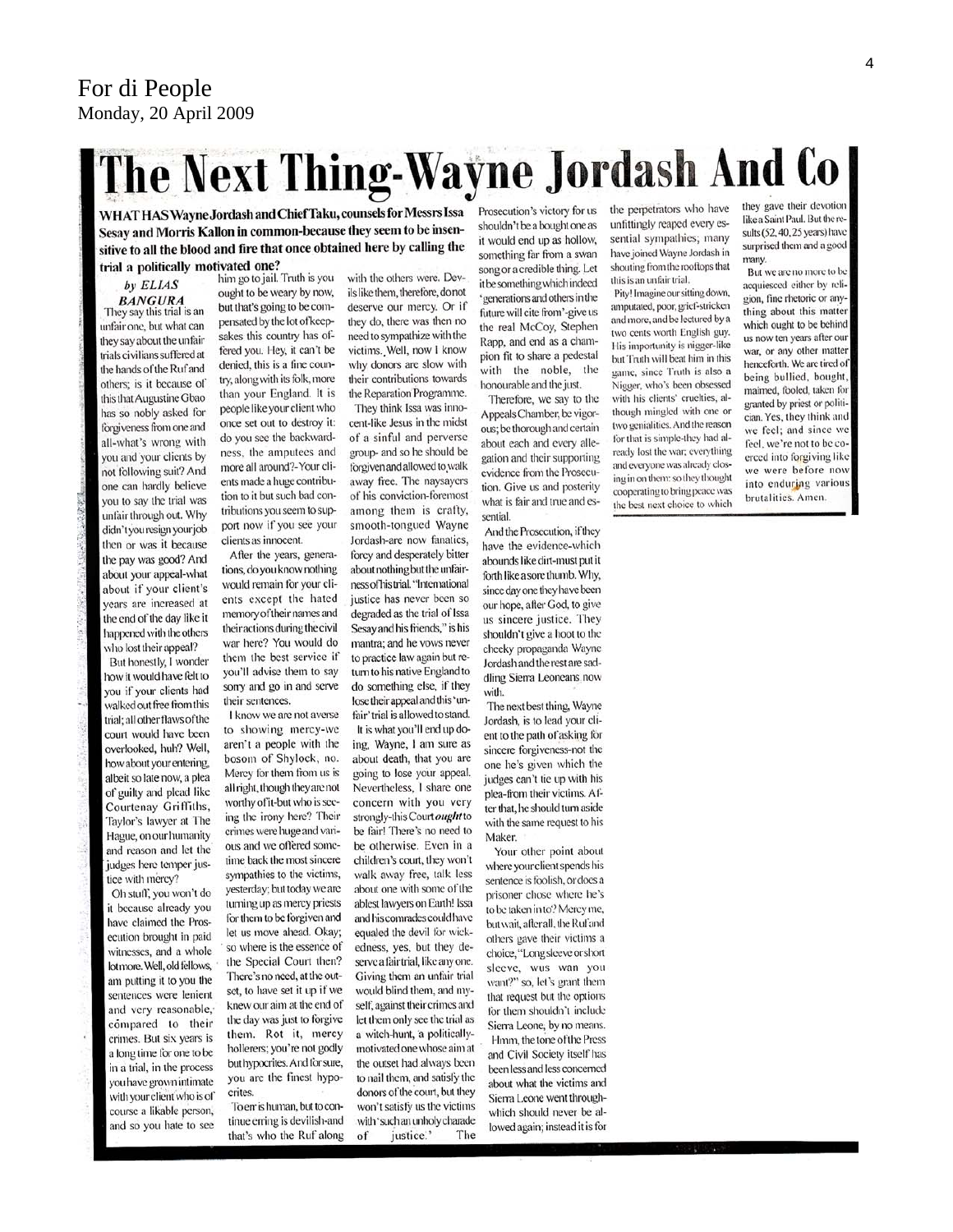For di People
Monday, 20 April 2009

# The Next Thing-Wayne Jordash And Co

**WHAT HAS Wayne Jordash and Chief Taku, counsels for Messrs Issa Sesay and Morris Kallon in common-because they seem to be insensitive to all the blood and fire that once obtained here by calling the trial a politically motivated one?**

*by ELIAS BANGURA*

They say this trial is an unfair one, but what can they say about the unfair trials civilians suffered at the hands of the Ruf and others; is it because of this that Augustine Gbao has so nobly asked for forgiveness from one and all-what's wrong with you and your clients by not following suit? And one can hardly believe you to say the trial was unfair through out. Why didn't you resign your job then or was it because the pay was good? And about your appeal-what about if your client's years are increased at the end of the day like it happened with the others who lost their appeal?

But honestly, I wonder how it would have felt to you if your clients had walked out free from this trial; all other flaws of the court would have been overlooked, huh? Well, how about your entering, albeit so late now, a plea of guilty and plead like Courtenay Griffiths, Taylor's lawyer at The Hague, on our humanity and reason and let the judges here temper justice with mercy?

Oh stuff, you won't do it because already you have claimed the Prosecution brought in paid witnesses, and a whole lot more. Well, old fellows, am putting it to you the sentences were lenient and very reasonable, compared to their crimes. But six years is a long time for one to be in a trial, in the process you have grown intimate with your client who is of course a likable person, and so you hate to see him go to jail. Truth is you ought to be weary by now, but that's going to be compensated by the lot of keepsakes this country has offered you. Hey, it can't be denied, this is a fine country, along with its folk, more than your England. It is people like your client who once set out to destroy it: do you see the backwardness, the amputees and more all around?-Your clients made a huge contribution to it but such bad contributions you seem to support now if you see your clients as innocent.

After the years, generations, do you know nothing would remain for your clients except the hated memory of their names and their actions during the civil war here? You would do them the best service if you'll advise them to say sorry and go in and serve their sentences.

I know we are not averse to showing mercy-we aren't a people with the bosom of Shylock, no. Mercy for them from us is all right, though they are not worthy of it-but who is seeing the irony here? Their crimes were huge and various and we offered sometime back the most sincere sympathies to the victims, yesterday; but today we are turning up as mercy priests for them to be forgiven and let us move ahead. Okay; so where is the essence of the Special Court then? There's no need, at the outset, to have set it up if we knew our aim at the end of the day was just to forgive them. Rot it, mercy hollerers; you're not godly but hypocrites. And for sure, you are the finest hypocrites.

To err is human, but to continue erring is devilish-and that's who the Ruf along with the others were. Devils like them, therefore, do not deserve our mercy. Or if they do, there was then no need to sympathize with the victims. Well, now I know why donors are slow with their contributions towards the Reparation Programme.

They think Issa was innocent-like Jesus in the midst of a sinful and perverse group- and so he should be forgiven and allowed to walk away free. The naysayers of his conviction-foremost among them is crafty, smooth-tongued Wayne Jordash-are now fanatics, forcy and desperately bitter about nothing but the unfairness of his trial. "International justice has never been so degraded as the trial of Issa Sesay and his friends," is his mantra; and he vows never to practice law again but return to his native England to do something else, if they lose their appeal and this 'unfair' trial is allowed to stand.

It is what you'll end up doing, Wayne, I am sure as about death, that you are going to lose your appeal. Nevertheless, I share one concern with you very strongly-this Court ***ought*** to be fair! There's no need to be otherwise. Even in a children's court, they won't walk away free, talk less about one with some of the ablest lawyers on Earth! Issa and his comrades could have equaled the devil for wickedness, yes, but they deserve a fair trial, like any one. Giving them an unfair trial would blind them, and myself, against their crimes and let them only see the trial as a witch-hunt, a politically-motivated one whose aim at the outset had always been to nail them, and satisfy the donors of the court, but they won't satisfy us the victims with such an unholy charade of justice.' The Prosecution's victory for us shouldn't be a bought one as it would end up as hollow, something far from a swan song or a credible thing. Let it be something which indeed 'generations and others in the future will cite from'-give us the real McCoy, Stephen Rapp, and end as a champion fit to share a pedestal with the noble, the honourable and the just.

Therefore, we say to the Appeals Chamber, be vigorous; be thorough and certain about each and every allegation and their supporting evidence from the Prosecution. Give us and posterity what is fair and true and essential.

And the Prosecution, if they have the evidence-which abounds like dirt-must put it forth like a sore thumb. Why, since day one they have been our hope, after God, to give us sincere justice. They shouldn't give a hoot to the cheeky propaganda Wayne Jordash and the rest are saddling Sierra Leoneans now with.

The next best thing, Wayne Jordash, is to lead your client to the path of asking for sincere forgiveness-not the one he's given which the judges can't tie up with his plea-from their victims. After that, he should turn aside with the same request to his Maker.

Your other point about where your client spends his sentence is foolish, or does a prisoner chose where he's to be taken into? Mercy me, but wait, after all, the Ruf and others gave their victims a choice, "Long sleeve or short sleeve, wus wan you want?" so, let's grant them that request but the options for them shouldn't include Sierra Leone, by no means.

Hmm, the tone of the Press and Civil Society itself has been less and less concerned about what the victims and Sierra Leone went through-which should never be allowed again; instead it is for the perpetrators who have unfittingly reaped every essential sympathies; many have joined Wayne Jordash in shouting from the rooftops that this is an unfair trial.

Pity! Imagine our sitting down, amputated, poor, grief-stricken and more, and be lectured by a two cents worth English guy. His importunity is nigger-like but Truth will beat him in this game, since Truth is also a Nigger, who's been obsessed with his clients' cruelties, although mingled with one or two genialities. And the reason for that is simple-they had already lost the war; everything and everyone was already closing in on them: so they thought cooperating to bring peace was the best next choice to which they gave their devotion like a Saint Paul. But the results (52, 40, 25 years) have surprised them and a good many.

But we are no more to be acquiesced either by religion, fine rhetoric or anything about this matter which ought to be behind us now ten years after our war, or any other matter henceforth. We are tired of being bullied, bought, maimed, fooled, taken for granted by priest or politician. Yes, they think and we feel; and since we feel, we're not to be coerced into forgiving like we were before now into enduring various brutalities. Amen.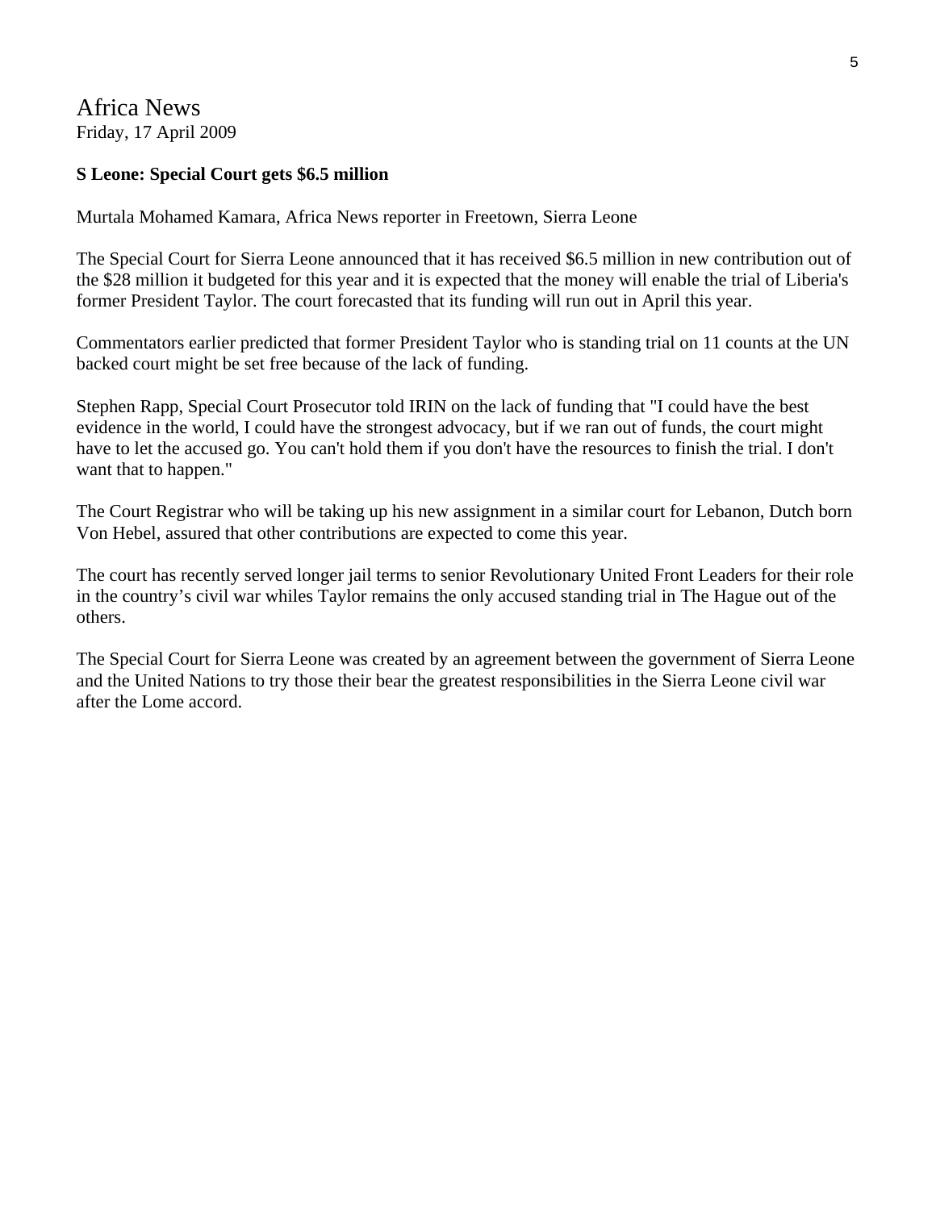# Africa News

Friday, 17 April 2009

**S Leone: Special Court gets $6.5 million**

Murtala Mohamed Kamara, Africa News reporter in Freetown, Sierra Leone

The Special Court for Sierra Leone announced that it has received $6.5 million in new contribution out of the $28 million it budgeted for this year and it is expected that the money will enable the trial of Liberia's former President Taylor. The court forecasted that its funding will run out in April this year.

Commentators earlier predicted that former President Taylor who is standing trial on 11 counts at the UN backed court might be set free because of the lack of funding.

Stephen Rapp, Special Court Prosecutor told IRIN on the lack of funding that "I could have the best evidence in the world, I could have the strongest advocacy, but if we ran out of funds, the court might have to let the accused go. You can't hold them if you don't have the resources to finish the trial. I don't want that to happen."

The Court Registrar who will be taking up his new assignment in a similar court for Lebanon, Dutch born Von Hebel, assured that other contributions are expected to come this year.

The court has recently served longer jail terms to senior Revolutionary United Front Leaders for their role in the country's civil war whiles Taylor remains the only accused standing trial in The Hague out of the others.

The Special Court for Sierra Leone was created by an agreement between the government of Sierra Leone and the United Nations to try those their bear the greatest responsibilities in the Sierra Leone civil war after the Lome accord.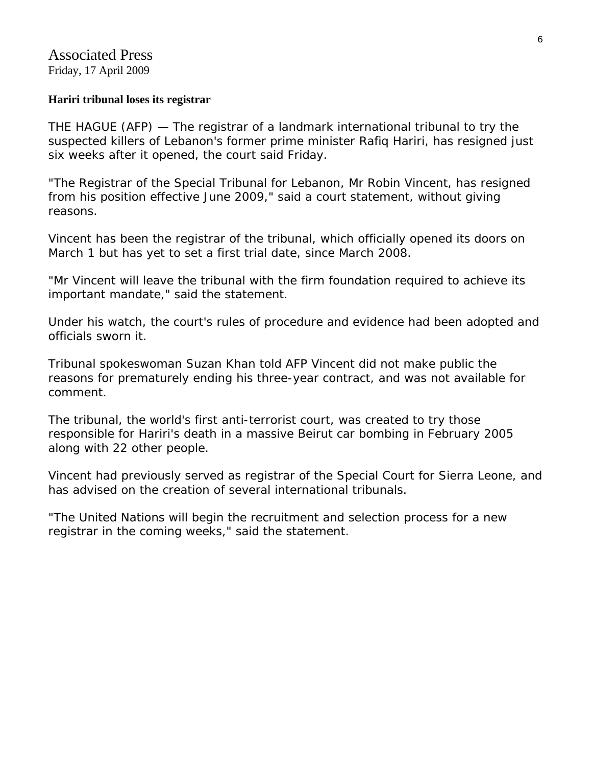Associated Press
Friday, 17 April 2009

**Hariri tribunal loses its registrar**

THE HAGUE (AFP) — The registrar of a landmark international tribunal to try the suspected killers of Lebanon's former prime minister Rafiq Hariri, has resigned just six weeks after it opened, the court said Friday.

"The Registrar of the Special Tribunal for Lebanon, Mr Robin Vincent, has resigned from his position effective June 2009," said a court statement, without giving reasons.

Vincent has been the registrar of the tribunal, which officially opened its doors on March 1 but has yet to set a first trial date, since March 2008.

"Mr Vincent will leave the tribunal with the firm foundation required to achieve its important mandate," said the statement.

Under his watch, the court's rules of procedure and evidence had been adopted and officials sworn it.

Tribunal spokeswoman Suzan Khan told AFP Vincent did not make public the reasons for prematurely ending his three-year contract, and was not available for comment.

The tribunal, the world's first anti-terrorist court, was created to try those responsible for Hariri's death in a massive Beirut car bombing in February 2005 along with 22 other people.

Vincent had previously served as registrar of the Special Court for Sierra Leone, and has advised on the creation of several international tribunals.

"The United Nations will begin the recruitment and selection process for a new registrar in the coming weeks," said the statement.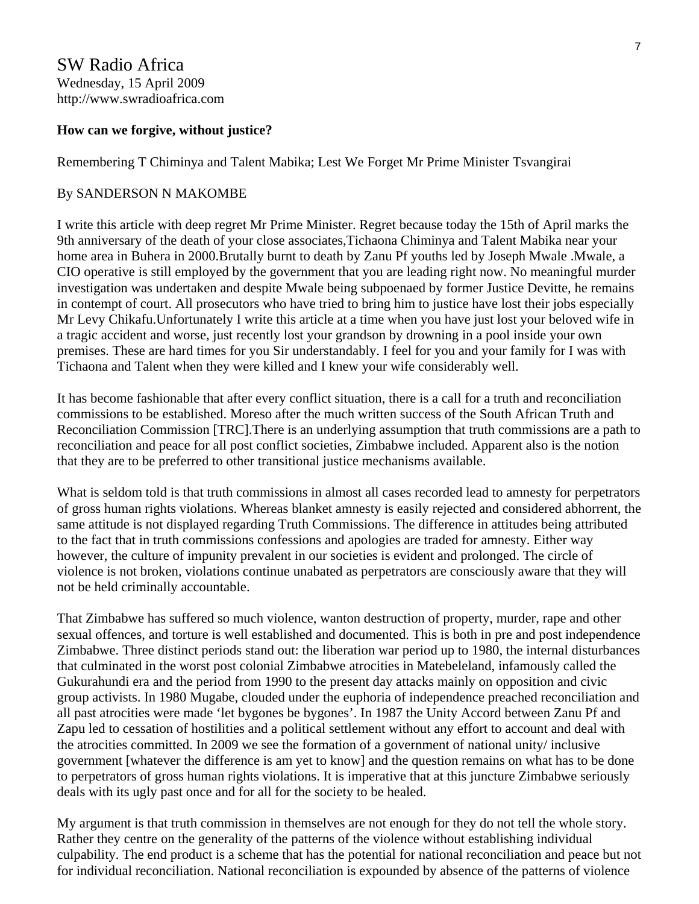SW Radio Africa
Wednesday, 15 April 2009
http://www.swradioafrica.com

**How can we forgive, without justice?**

Remembering T Chiminya and Talent Mabika; Lest We Forget Mr Prime Minister Tsvangirai

By SANDERSON N MAKOMBE

I write this article with deep regret Mr Prime Minister. Regret because today the 15th of April marks the 9th anniversary of the death of your close associates,Tichaona Chiminya and Talent Mabika near your home area in Buhera in 2000.Brutally burnt to death by Zanu Pf youths led by Joseph Mwale .Mwale, a CIO operative is still employed by the government that you are leading right now. No meaningful murder investigation was undertaken and despite Mwale being subpoenaed by former Justice Devitte, he remains in contempt of court. All prosecutors who have tried to bring him to justice have lost their jobs especially Mr Levy Chikafu.Unfortunately I write this article at a time when you have just lost your beloved wife in a tragic accident and worse, just recently lost your grandson by drowning in a pool inside your own premises. These are hard times for you Sir understandably. I feel for you and your family for I was with Tichaona and Talent when they were killed and I knew your wife considerably well.

It has become fashionable that after every conflict situation, there is a call for a truth and reconciliation commissions to be established. Moreso after the much written success of the South African Truth and Reconciliation Commission [TRC].There is an underlying assumption that truth commissions are a path to reconciliation and peace for all post conflict societies, Zimbabwe included. Apparent also is the notion that they are to be preferred to other transitional justice mechanisms available.

What is seldom told is that truth commissions in almost all cases recorded lead to amnesty for perpetrators of gross human rights violations. Whereas blanket amnesty is easily rejected and considered abhorrent, the same attitude is not displayed regarding Truth Commissions. The difference in attitudes being attributed to the fact that in truth commissions confessions and apologies are traded for amnesty. Either way however, the culture of impunity prevalent in our societies is evident and prolonged. The circle of violence is not broken, violations continue unabated as perpetrators are consciously aware that they will not be held criminally accountable.

That Zimbabwe has suffered so much violence, wanton destruction of property, murder, rape and other sexual offences, and torture is well established and documented. This is both in pre and post independence Zimbabwe. Three distinct periods stand out: the liberation war period up to 1980, the internal disturbances that culminated in the worst post colonial Zimbabwe atrocities in Matebeleland, infamously called the Gukurahundi era and the period from 1990 to the present day attacks mainly on opposition and civic group activists. In 1980 Mugabe, clouded under the euphoria of independence preached reconciliation and all past atrocities were made 'let bygones be bygones'. In 1987 the Unity Accord between Zanu Pf and Zapu led to cessation of hostilities and a political settlement without any effort to account and deal with the atrocities committed. In 2009 we see the formation of a government of national unity/ inclusive government [whatever the difference is am yet to know] and the question remains on what has to be done to perpetrators of gross human rights violations. It is imperative that at this juncture Zimbabwe seriously deals with its ugly past once and for all for the society to be healed.

My argument is that truth commission in themselves are not enough for they do not tell the whole story. Rather they centre on the generality of the patterns of the violence without establishing individual culpability. The end product is a scheme that has the potential for national reconciliation and peace but not for individual reconciliation. National reconciliation is expounded by absence of the patterns of violence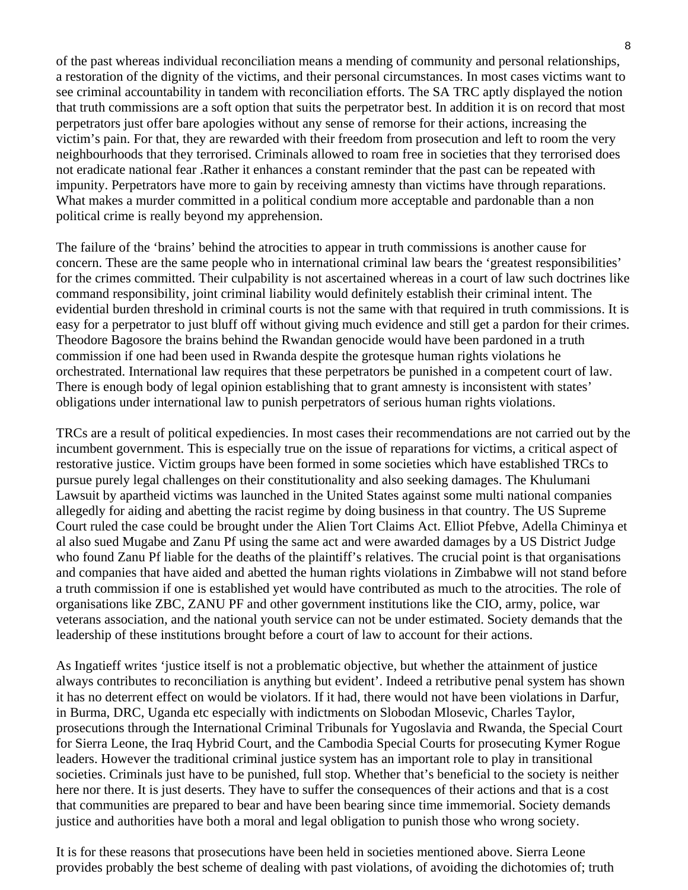of the past whereas individual reconciliation means a mending of community and personal relationships, a restoration of the dignity of the victims, and their personal circumstances. In most cases victims want to see criminal accountability in tandem with reconciliation efforts. The SA TRC aptly displayed the notion that truth commissions are a soft option that suits the perpetrator best. In addition it is on record that most perpetrators just offer bare apologies without any sense of remorse for their actions, increasing the victim's pain. For that, they are rewarded with their freedom from prosecution and left to room the very neighbourhoods that they terrorised. Criminals allowed to roam free in societies that they terrorised does not eradicate national fear .Rather it enhances a constant reminder that the past can be repeated with impunity. Perpetrators have more to gain by receiving amnesty than victims have through reparations. What makes a murder committed in a political condium more acceptable and pardonable than a non political crime is really beyond my apprehension.

The failure of the 'brains' behind the atrocities to appear in truth commissions is another cause for concern. These are the same people who in international criminal law bears the 'greatest responsibilities' for the crimes committed. Their culpability is not ascertained whereas in a court of law such doctrines like command responsibility, joint criminal liability would definitely establish their criminal intent. The evidential burden threshold in criminal courts is not the same with that required in truth commissions. It is easy for a perpetrator to just bluff off without giving much evidence and still get a pardon for their crimes. Theodore Bagosore the brains behind the Rwandan genocide would have been pardoned in a truth commission if one had been used in Rwanda despite the grotesque human rights violations he orchestrated. International law requires that these perpetrators be punished in a competent court of law. There is enough body of legal opinion establishing that to grant amnesty is inconsistent with states' obligations under international law to punish perpetrators of serious human rights violations.

TRCs are a result of political expediencies. In most cases their recommendations are not carried out by the incumbent government. This is especially true on the issue of reparations for victims, a critical aspect of restorative justice. Victim groups have been formed in some societies which have established TRCs to pursue purely legal challenges on their constitutionality and also seeking damages. The Khulumani Lawsuit by apartheid victims was launched in the United States against some multi national companies allegedly for aiding and abetting the racist regime by doing business in that country. The US Supreme Court ruled the case could be brought under the Alien Tort Claims Act. Elliot Pfebve, Adella Chiminya et al also sued Mugabe and Zanu Pf using the same act and were awarded damages by a US District Judge who found Zanu Pf liable for the deaths of the plaintiff's relatives. The crucial point is that organisations and companies that have aided and abetted the human rights violations in Zimbabwe will not stand before a truth commission if one is established yet would have contributed as much to the atrocities. The role of organisations like ZBC, ZANU PF and other government institutions like the CIO, army, police, war veterans association, and the national youth service can not be under estimated. Society demands that the leadership of these institutions brought before a court of law to account for their actions.

As Ingatieff writes 'justice itself is not a problematic objective, but whether the attainment of justice always contributes to reconciliation is anything but evident'. Indeed a retributive penal system has shown it has no deterrent effect on would be violators. If it had, there would not have been violations in Darfur, in Burma, DRC, Uganda etc especially with indictments on Slobodan Mlosevic, Charles Taylor, prosecutions through the International Criminal Tribunals for Yugoslavia and Rwanda, the Special Court for Sierra Leone, the Iraq Hybrid Court, and the Cambodia Special Courts for prosecuting Kymer Rogue leaders. However the traditional criminal justice system has an important role to play in transitional societies. Criminals just have to be punished, full stop. Whether that's beneficial to the society is neither here nor there. It is just deserts. They have to suffer the consequences of their actions and that is a cost that communities are prepared to bear and have been bearing since time immemorial. Society demands justice and authorities have both a moral and legal obligation to punish those who wrong society.

It is for these reasons that prosecutions have been held in societies mentioned above. Sierra Leone provides probably the best scheme of dealing with past violations, of avoiding the dichotomies of; truth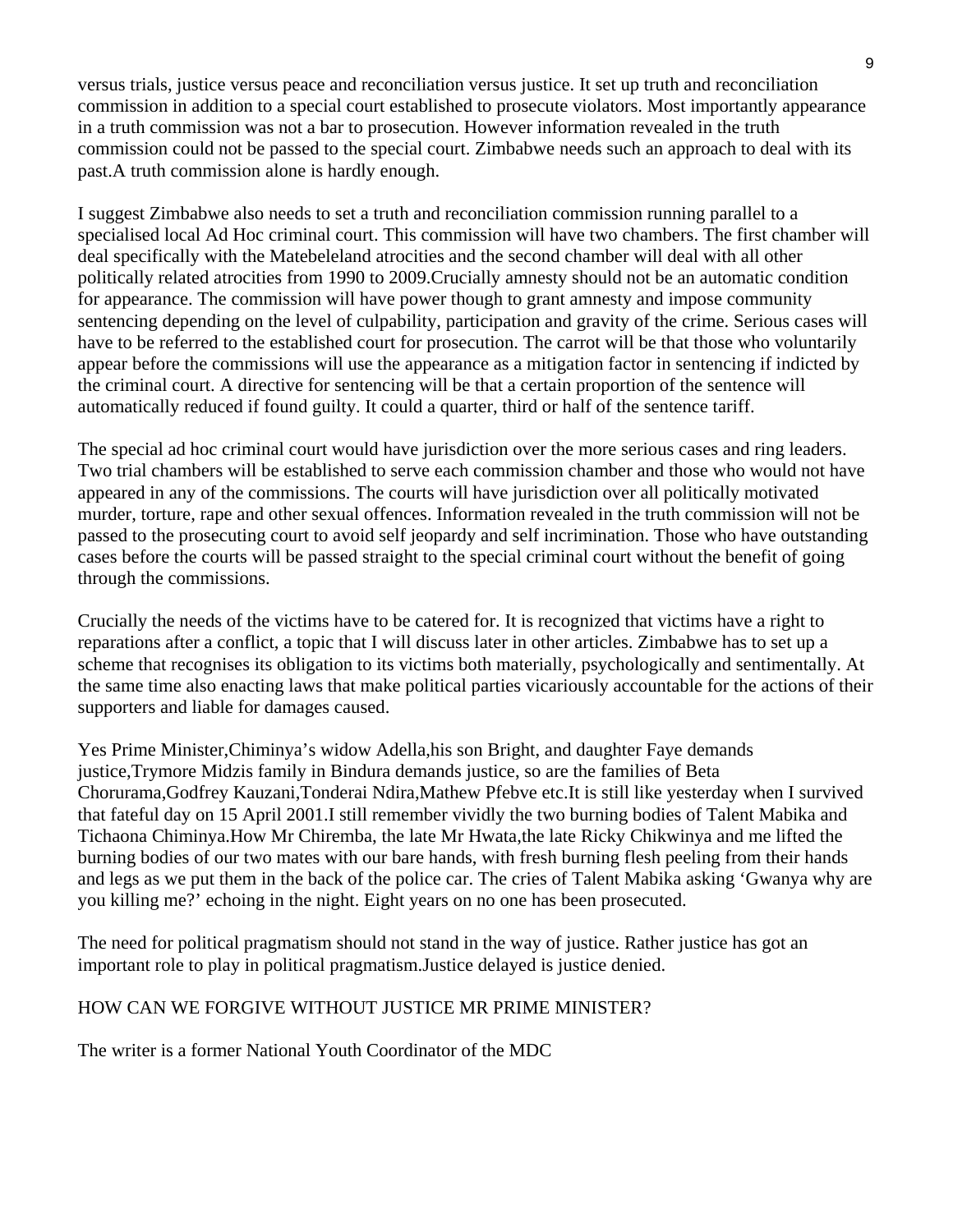versus trials, justice versus peace and reconciliation versus justice. It set up truth and reconciliation commission in addition to a special court established to prosecute violators. Most importantly appearance in a truth commission was not a bar to prosecution. However information revealed in the truth commission could not be passed to the special court. Zimbabwe needs such an approach to deal with its past.A truth commission alone is hardly enough.

I suggest Zimbabwe also needs to set a truth and reconciliation commission running parallel to a specialised local Ad Hoc criminal court. This commission will have two chambers. The first chamber will deal specifically with the Matebeleland atrocities and the second chamber will deal with all other politically related atrocities from 1990 to 2009.Crucially amnesty should not be an automatic condition for appearance. The commission will have power though to grant amnesty and impose community sentencing depending on the level of culpability, participation and gravity of the crime. Serious cases will have to be referred to the established court for prosecution. The carrot will be that those who voluntarily appear before the commissions will use the appearance as a mitigation factor in sentencing if indicted by the criminal court. A directive for sentencing will be that a certain proportion of the sentence will automatically reduced if found guilty. It could a quarter, third or half of the sentence tariff.

The special ad hoc criminal court would have jurisdiction over the more serious cases and ring leaders. Two trial chambers will be established to serve each commission chamber and those who would not have appeared in any of the commissions. The courts will have jurisdiction over all politically motivated murder, torture, rape and other sexual offences. Information revealed in the truth commission will not be passed to the prosecuting court to avoid self jeopardy and self incrimination. Those who have outstanding cases before the courts will be passed straight to the special criminal court without the benefit of going through the commissions.

Crucially the needs of the victims have to be catered for. It is recognized that victims have a right to reparations after a conflict, a topic that I will discuss later in other articles. Zimbabwe has to set up a scheme that recognises its obligation to its victims both materially, psychologically and sentimentally. At the same time also enacting laws that make political parties vicariously accountable for the actions of their supporters and liable for damages caused.

Yes Prime Minister,Chiminya's widow Adella,his son Bright, and daughter Faye demands justice,Trymore Midzis family in Bindura demands justice, so are the families of Beta Chorurama,Godfrey Kauzani,Tonderai Ndira,Mathew Pfebve etc.It is still like yesterday when I survived that fateful day on 15 April 2001.I still remember vividly the two burning bodies of Talent Mabika and Tichaona Chiminya.How Mr Chiremba, the late Mr Hwata,the late Ricky Chikwinya and me lifted the burning bodies of our two mates with our bare hands, with fresh burning flesh peeling from their hands and legs as we put them in the back of the police car. The cries of Talent Mabika asking 'Gwanya why are you killing me?' echoing in the night. Eight years on no one has been prosecuted.

The need for political pragmatism should not stand in the way of justice. Rather justice has got an important role to play in political pragmatism.Justice delayed is justice denied.

HOW CAN WE FORGIVE WITHOUT JUSTICE MR PRIME MINISTER?

The writer is a former National Youth Coordinator of the MDC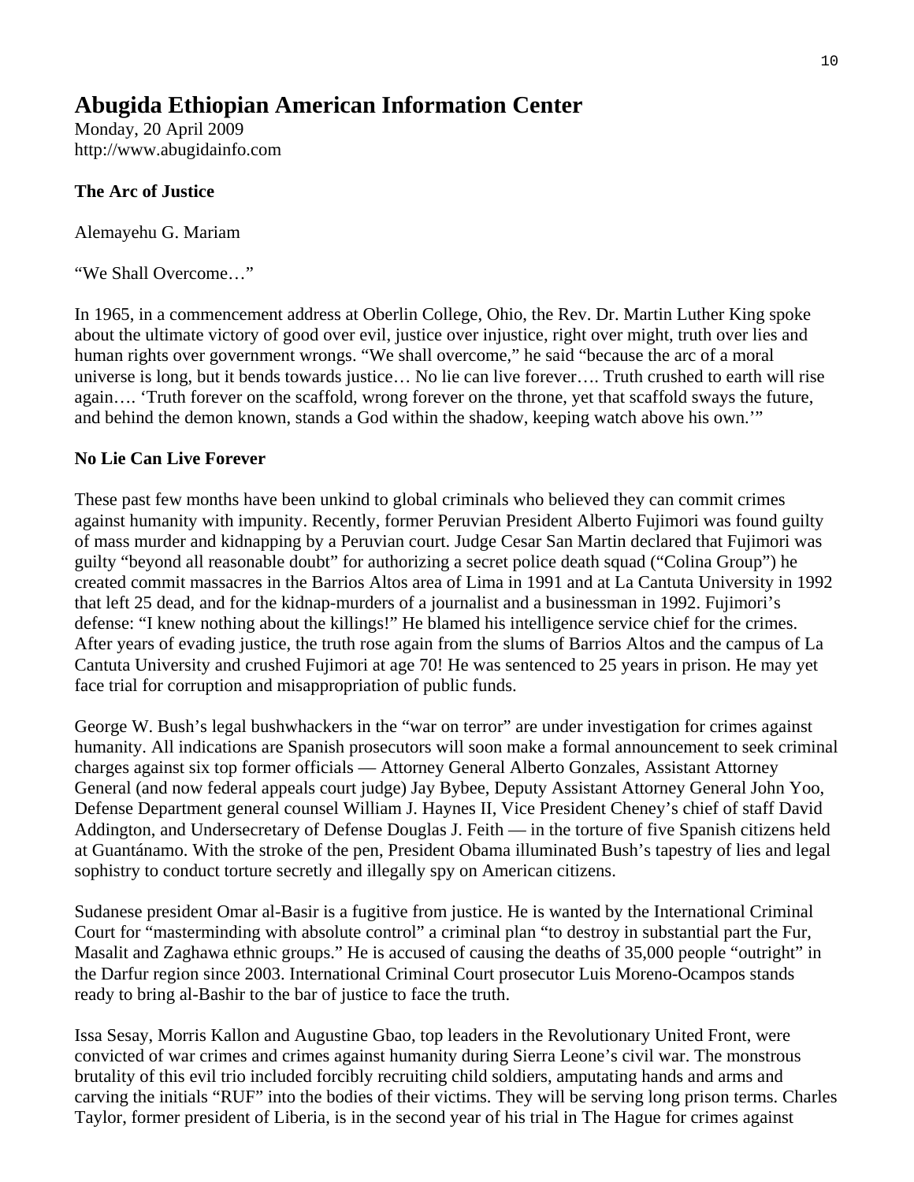## Abugida Ethiopian American Information Center

Monday, 20 April 2009
http://www.abugidainfo.com

**The Arc of Justice**

Alemayehu G. Mariam

"We Shall Overcome…"

In 1965, in a commencement address at Oberlin College, Ohio, the Rev. Dr. Martin Luther King spoke about the ultimate victory of good over evil, justice over injustice, right over might, truth over lies and human rights over government wrongs. "We shall overcome," he said "because the arc of a moral universe is long, but it bends towards justice… No lie can live forever…. Truth crushed to earth will rise again…. 'Truth forever on the scaffold, wrong forever on the throne, yet that scaffold sways the future, and behind the demon known, stands a God within the shadow, keeping watch above his own.'"

**No Lie Can Live Forever**

These past few months have been unkind to global criminals who believed they can commit crimes against humanity with impunity. Recently, former Peruvian President Alberto Fujimori was found guilty of mass murder and kidnapping by a Peruvian court. Judge Cesar San Martin declared that Fujimori was guilty "beyond all reasonable doubt" for authorizing a secret police death squad ("Colina Group") he created commit massacres in the Barrios Altos area of Lima in 1991 and at La Cantuta University in 1992 that left 25 dead, and for the kidnap-murders of a journalist and a businessman in 1992. Fujimori's defense: "I knew nothing about the killings!" He blamed his intelligence service chief for the crimes. After years of evading justice, the truth rose again from the slums of Barrios Altos and the campus of La Cantuta University and crushed Fujimori at age 70! He was sentenced to 25 years in prison. He may yet face trial for corruption and misappropriation of public funds.

George W. Bush's legal bushwhackers in the "war on terror" are under investigation for crimes against humanity. All indications are Spanish prosecutors will soon make a formal announcement to seek criminal charges against six top former officials — Attorney General Alberto Gonzales, Assistant Attorney General (and now federal appeals court judge) Jay Bybee, Deputy Assistant Attorney General John Yoo, Defense Department general counsel William J. Haynes II, Vice President Cheney's chief of staff David Addington, and Undersecretary of Defense Douglas J. Feith — in the torture of five Spanish citizens held at Guantánamo. With the stroke of the pen, President Obama illuminated Bush's tapestry of lies and legal sophistry to conduct torture secretly and illegally spy on American citizens.

Sudanese president Omar al-Basir is a fugitive from justice. He is wanted by the International Criminal Court for "masterminding with absolute control" a criminal plan "to destroy in substantial part the Fur, Masalit and Zaghawa ethnic groups." He is accused of causing the deaths of 35,000 people "outright" in the Darfur region since 2003. International Criminal Court prosecutor Luis Moreno-Ocampos stands ready to bring al-Bashir to the bar of justice to face the truth.

Issa Sesay, Morris Kallon and Augustine Gbao, top leaders in the Revolutionary United Front, were convicted of war crimes and crimes against humanity during Sierra Leone's civil war. The monstrous brutality of this evil trio included forcibly recruiting child soldiers, amputating hands and arms and carving the initials "RUF" into the bodies of their victims. They will be serving long prison terms. Charles Taylor, former president of Liberia, is in the second year of his trial in The Hague for crimes against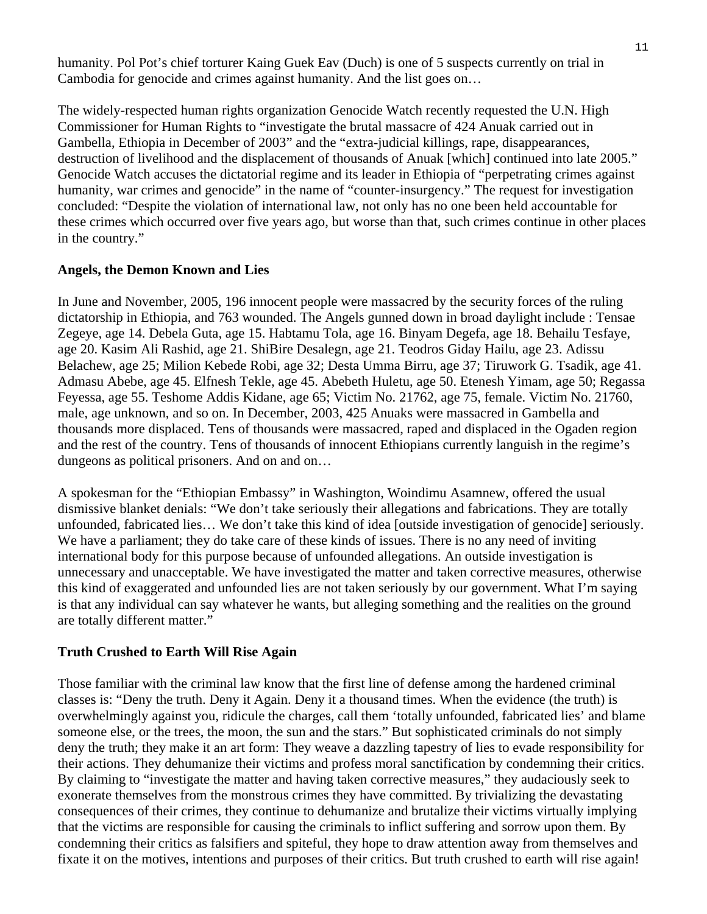humanity. Pol Pot's chief torturer Kaing Guek Eav (Duch) is one of 5 suspects currently on trial in Cambodia for genocide and crimes against humanity. And the list goes on…

The widely-respected human rights organization Genocide Watch recently requested the U.N. High Commissioner for Human Rights to "investigate the brutal massacre of 424 Anuak carried out in Gambella, Ethiopia in December of 2003" and the "extra-judicial killings, rape, disappearances, destruction of livelihood and the displacement of thousands of Anuak [which] continued into late 2005." Genocide Watch accuses the dictatorial regime and its leader in Ethiopia of "perpetrating crimes against humanity, war crimes and genocide" in the name of "counter-insurgency." The request for investigation concluded: "Despite the violation of international law, not only has no one been held accountable for these crimes which occurred over five years ago, but worse than that, such crimes continue in other places in the country."

## Angels, the Demon Known and Lies

In June and November, 2005, 196 innocent people were massacred by the security forces of the ruling dictatorship in Ethiopia, and 763 wounded. The Angels gunned down in broad daylight include : Tensae Zegeye, age 14. Debela Guta, age 15. Habtamu Tola, age 16. Binyam Degefa, age 18. Behailu Tesfaye, age 20. Kasim Ali Rashid, age 21. ShiBire Desalegn, age 21. Teodros Giday Hailu, age 23. Adissu Belachew, age 25; Milion Kebede Robi, age 32; Desta Umma Birru, age 37; Tiruwork G. Tsadik, age 41. Admasu Abebe, age 45. Elfnesh Tekle, age 45. Abebeth Huletu, age 50. Etenesh Yimam, age 50; Regassa Feyessa, age 55. Teshome Addis Kidane, age 65; Victim No. 21762, age 75, female. Victim No. 21760, male, age unknown, and so on. In December, 2003, 425 Anuaks were massacred in Gambella and thousands more displaced. Tens of thousands were massacred, raped and displaced in the Ogaden region and the rest of the country. Tens of thousands of innocent Ethiopians currently languish in the regime's dungeons as political prisoners. And on and on…

A spokesman for the "Ethiopian Embassy" in Washington, Woindimu Asamnew, offered the usual dismissive blanket denials: "We don't take seriously their allegations and fabrications. They are totally unfounded, fabricated lies… We don't take this kind of idea [outside investigation of genocide] seriously. We have a parliament; they do take care of these kinds of issues. There is no any need of inviting international body for this purpose because of unfounded allegations. An outside investigation is unnecessary and unacceptable. We have investigated the matter and taken corrective measures, otherwise this kind of exaggerated and unfounded lies are not taken seriously by our government. What I'm saying is that any individual can say whatever he wants, but alleging something and the realities on the ground are totally different matter."

## Truth Crushed to Earth Will Rise Again

Those familiar with the criminal law know that the first line of defense among the hardened criminal classes is: "Deny the truth. Deny it Again. Deny it a thousand times. When the evidence (the truth) is overwhelmingly against you, ridicule the charges, call them 'totally unfounded, fabricated lies' and blame someone else, or the trees, the moon, the sun and the stars." But sophisticated criminals do not simply deny the truth; they make it an art form: They weave a dazzling tapestry of lies to evade responsibility for their actions. They dehumanize their victims and profess moral sanctification by condemning their critics. By claiming to "investigate the matter and having taken corrective measures," they audaciously seek to exonerate themselves from the monstrous crimes they have committed. By trivializing the devastating consequences of their crimes, they continue to dehumanize and brutalize their victims virtually implying that the victims are responsible for causing the criminals to inflict suffering and sorrow upon them. By condemning their critics as falsifiers and spiteful, they hope to draw attention away from themselves and fixate it on the motives, intentions and purposes of their critics. But truth crushed to earth will rise again!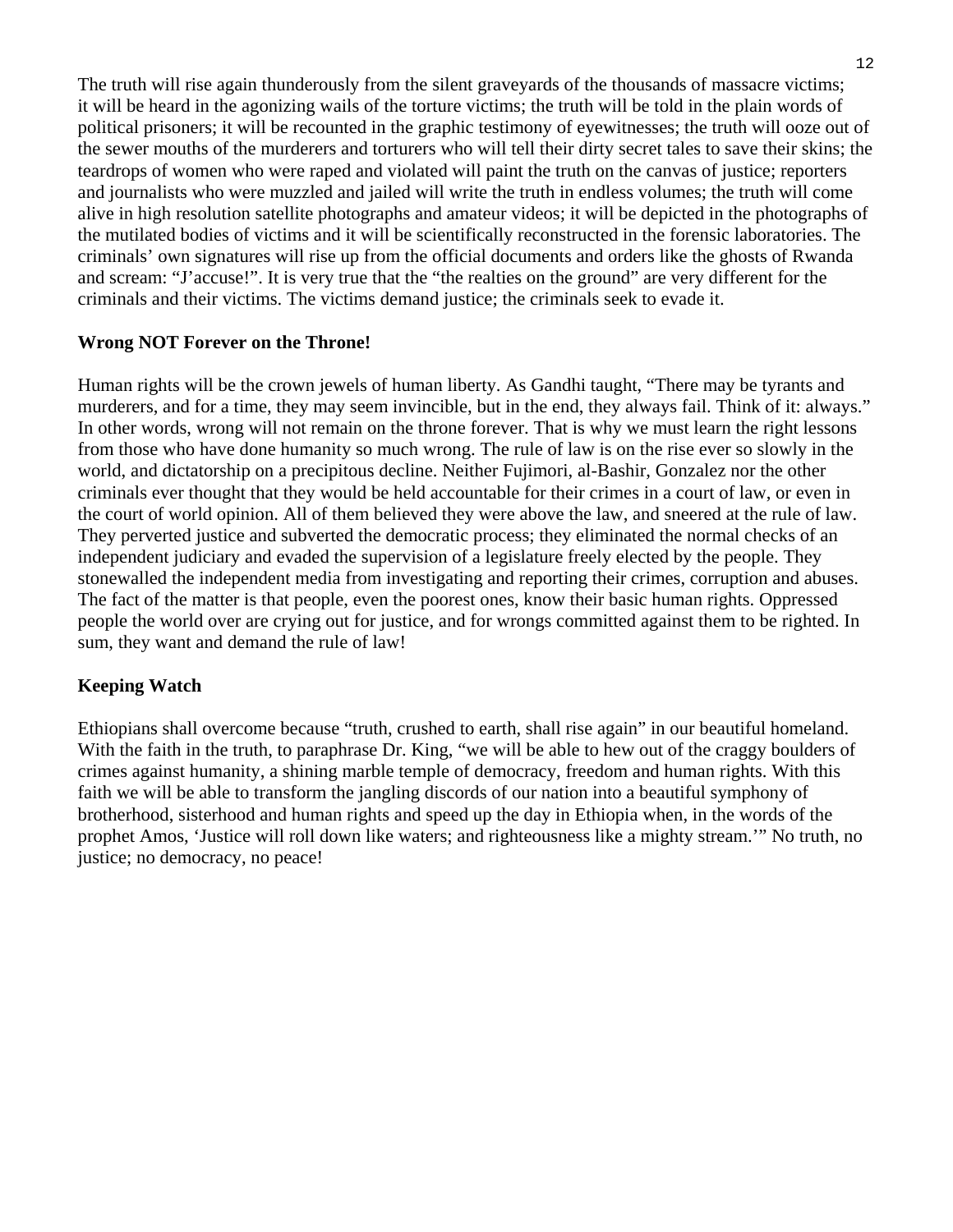The truth will rise again thunderously from the silent graveyards of the thousands of massacre victims; it will be heard in the agonizing wails of the torture victims; the truth will be told in the plain words of political prisoners; it will be recounted in the graphic testimony of eyewitnesses; the truth will ooze out of the sewer mouths of the murderers and torturers who will tell their dirty secret tales to save their skins; the teardrops of women who were raped and violated will paint the truth on the canvas of justice; reporters and journalists who were muzzled and jailed will write the truth in endless volumes; the truth will come alive in high resolution satellite photographs and amateur videos; it will be depicted in the photographs of the mutilated bodies of victims and it will be scientifically reconstructed in the forensic laboratories. The criminals' own signatures will rise up from the official documents and orders like the ghosts of Rwanda and scream: "J'accuse!". It is very true that the "the realties on the ground" are very different for the criminals and their victims. The victims demand justice; the criminals seek to evade it.

**Wrong NOT Forever on the Throne!**

Human rights will be the crown jewels of human liberty. As Gandhi taught, "There may be tyrants and murderers, and for a time, they may seem invincible, but in the end, they always fail. Think of it: always." In other words, wrong will not remain on the throne forever. That is why we must learn the right lessons from those who have done humanity so much wrong. The rule of law is on the rise ever so slowly in the world, and dictatorship on a precipitous decline. Neither Fujimori, al-Bashir, Gonzalez nor the other criminals ever thought that they would be held accountable for their crimes in a court of law, or even in the court of world opinion. All of them believed they were above the law, and sneered at the rule of law. They perverted justice and subverted the democratic process; they eliminated the normal checks of an independent judiciary and evaded the supervision of a legislature freely elected by the people. They stonewalled the independent media from investigating and reporting their crimes, corruption and abuses. The fact of the matter is that people, even the poorest ones, know their basic human rights. Oppressed people the world over are crying out for justice, and for wrongs committed against them to be righted. In sum, they want and demand the rule of law!

**Keeping Watch**

Ethiopians shall overcome because "truth, crushed to earth, shall rise again" in our beautiful homeland. With the faith in the truth, to paraphrase Dr. King, "we will be able to hew out of the craggy boulders of crimes against humanity, a shining marble temple of democracy, freedom and human rights. With this faith we will be able to transform the jangling discords of our nation into a beautiful symphony of brotherhood, sisterhood and human rights and speed up the day in Ethiopia when, in the words of the prophet Amos, 'Justice will roll down like waters; and righteousness like a mighty stream.'" No truth, no justice; no democracy, no peace!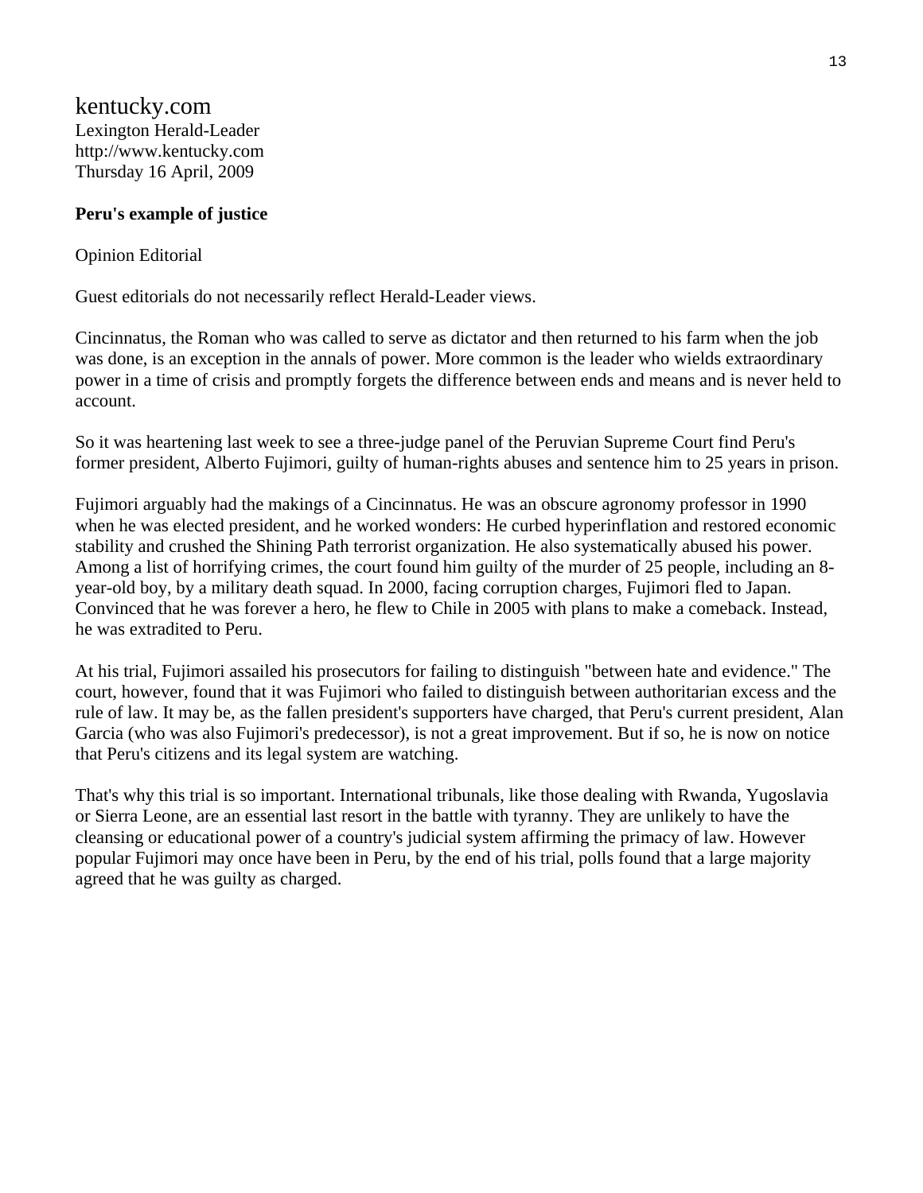kentucky.com
Lexington Herald-Leader
http://www.kentucky.com
Thursday 16 April, 2009

**Peru's example of justice**

Opinion Editorial

Guest editorials do not necessarily reflect Herald-Leader views.

Cincinnatus, the Roman who was called to serve as dictator and then returned to his farm when the job was done, is an exception in the annals of power. More common is the leader who wields extraordinary power in a time of crisis and promptly forgets the difference between ends and means and is never held to account.

So it was heartening last week to see a three-judge panel of the Peruvian Supreme Court find Peru's former president, Alberto Fujimori, guilty of human-rights abuses and sentence him to 25 years in prison.

Fujimori arguably had the makings of a Cincinnatus. He was an obscure agronomy professor in 1990 when he was elected president, and he worked wonders: He curbed hyperinflation and restored economic stability and crushed the Shining Path terrorist organization. He also systematically abused his power. Among a list of horrifying crimes, the court found him guilty of the murder of 25 people, including an 8-year-old boy, by a military death squad. In 2000, facing corruption charges, Fujimori fled to Japan. Convinced that he was forever a hero, he flew to Chile in 2005 with plans to make a comeback. Instead, he was extradited to Peru.

At his trial, Fujimori assailed his prosecutors for failing to distinguish "between hate and evidence." The court, however, found that it was Fujimori who failed to distinguish between authoritarian excess and the rule of law. It may be, as the fallen president's supporters have charged, that Peru's current president, Alan Garcia (who was also Fujimori's predecessor), is not a great improvement. But if so, he is now on notice that Peru's citizens and its legal system are watching.

That's why this trial is so important. International tribunals, like those dealing with Rwanda, Yugoslavia or Sierra Leone, are an essential last resort in the battle with tyranny. They are unlikely to have the cleansing or educational power of a country's judicial system affirming the primacy of law. However popular Fujimori may once have been in Peru, by the end of his trial, polls found that a large majority agreed that he was guilty as charged.